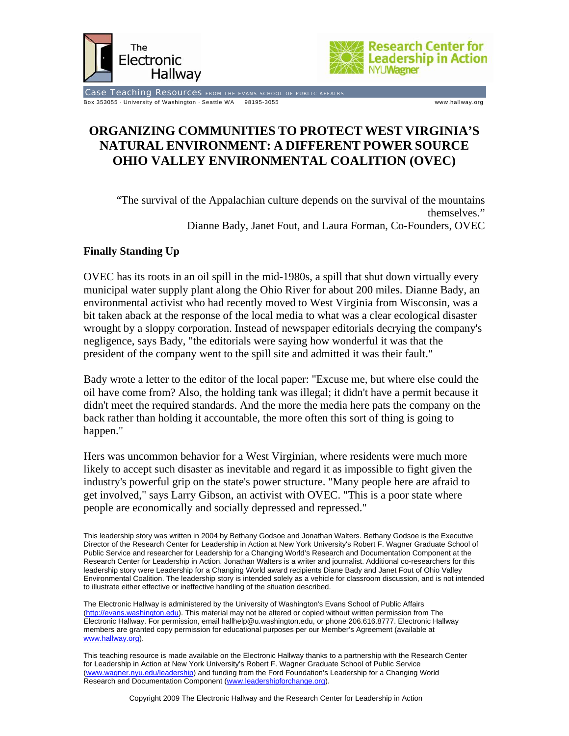The Electronic Hallway

Research Center for Leadership in Action NYU Wagner

Case Teaching Resources FROM THE EVANS SCHOOL OF PUBLIC AFFAIRS

Box 353055 · University of Washington · Seattle WA 98195-3055 www.hallway.org

# ORGANIZING COMMUNITIES TO PROTECT WEST VIRGINIA'S NATURAL ENVIRONMENT: A DIFFERENT POWER SOURCE OHIO VALLEY ENVIRONMENTAL COALITION (OVEC)

"The survival of the Appalachian culture depends on the survival of the mountains themselves."
Dianne Bady, Janet Fout, and Laura Forman, Co-Founders, OVEC

## Finally Standing Up

OVEC has its roots in an oil spill in the mid-1980s, a spill that shut down virtually every municipal water supply plant along the Ohio River for about 200 miles. Dianne Bady, an environmental activist who had recently moved to West Virginia from Wisconsin, was a bit taken aback at the response of the local media to what was a clear ecological disaster wrought by a sloppy corporation. Instead of newspaper editorials decrying the company's negligence, says Bady, "the editorials were saying how wonderful it was that the president of the company went to the spill site and admitted it was their fault."

Bady wrote a letter to the editor of the local paper: "Excuse me, but where else could the oil have come from? Also, the holding tank was illegal; it didn't have a permit because it didn't meet the required standards. And the more the media here pats the company on the back rather than holding it accountable, the more often this sort of thing is going to happen."

Hers was uncommon behavior for a West Virginian, where residents were much more likely to accept such disaster as inevitable and regard it as impossible to fight given the industry's powerful grip on the state's power structure. "Many people here are afraid to get involved," says Larry Gibson, an activist with OVEC. "This is a poor state where people are economically and socially depressed and repressed."

This leadership story was written in 2004 by Bethany Godsoe and Jonathan Walters. Bethany Godsoe is the Executive Director of the Research Center for Leadership in Action at New York University's Robert F. Wagner Graduate School of Public Service and researcher for Leadership for a Changing World's Research and Documentation Component at the Research Center for Leadership in Action. Jonathan Walters is a writer and journalist. Additional co-researchers for this leadership story were Leadership for a Changing World award recipients Diane Bady and Janet Fout of Ohio Valley Environmental Coalition. The leadership story is intended solely as a vehicle for classroom discussion, and is not intended to illustrate either effective or ineffective handling of the situation described.

The Electronic Hallway is administered by the University of Washington's Evans School of Public Affairs (http://evans.washington.edu). This material may not be altered or copied without written permission from The Electronic Hallway. For permission, email hallhelp@u.washington.edu, or phone 206.616.8777. Electronic Hallway members are granted copy permission for educational purposes per our Member's Agreement (available at www.hallway.org).

This teaching resource is made available on the Electronic Hallway thanks to a partnership with the Research Center for Leadership in Action at New York University's Robert F. Wagner Graduate School of Public Service (www.wagner.nyu.edu/leadership) and funding from the Ford Foundation's Leadership for a Changing World Research and Documentation Component (www.leadershipforchange.org).

Copyright 2009 The Electronic Hallway and the Research Center for Leadership in Action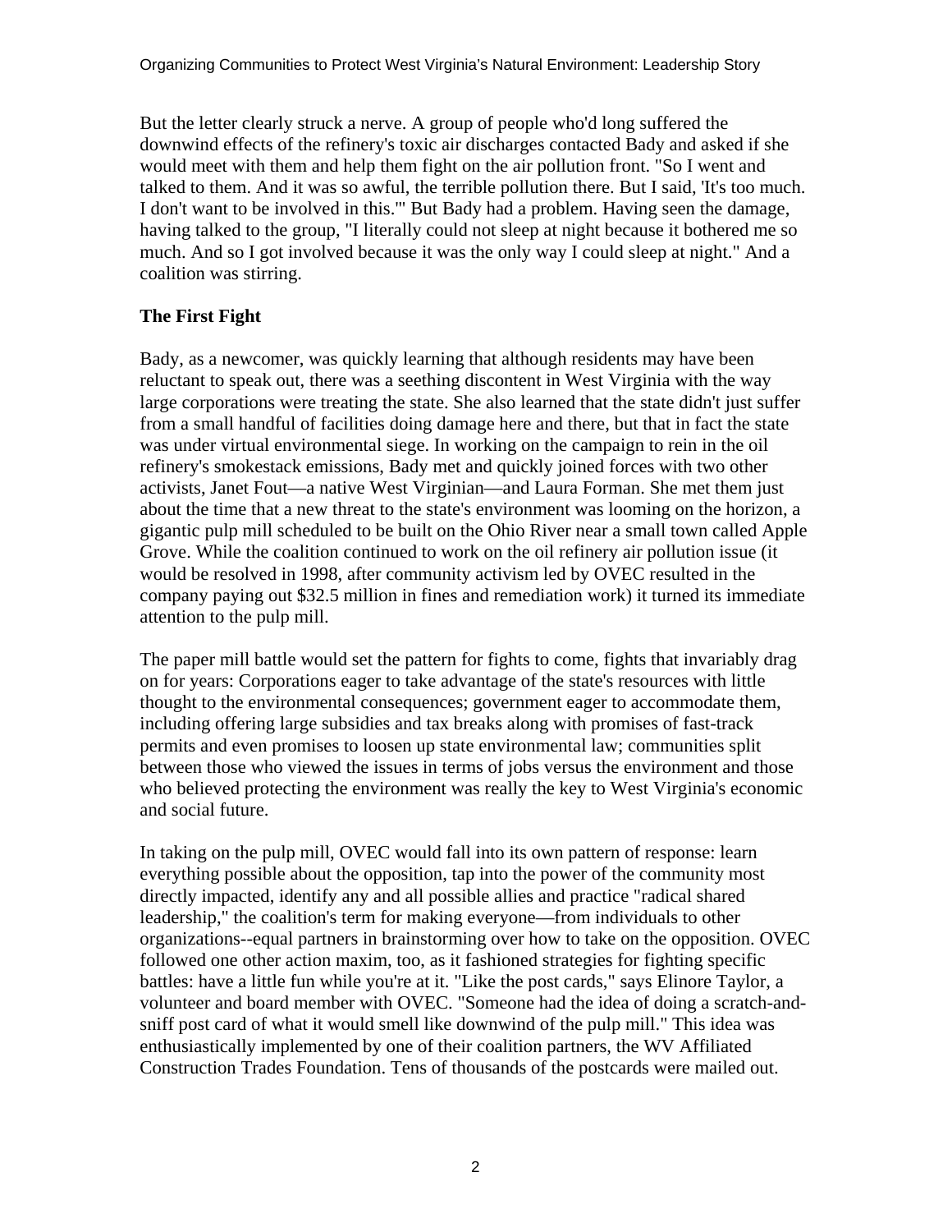But the letter clearly struck a nerve. A group of people who'd long suffered the downwind effects of the refinery's toxic air discharges contacted Bady and asked if she would meet with them and help them fight on the air pollution front. "So I went and talked to them. And it was so awful, the terrible pollution there. But I said, 'It's too much. I don't want to be involved in this.'" But Bady had a problem. Having seen the damage, having talked to the group, "I literally could not sleep at night because it bothered me so much. And so I got involved because it was the only way I could sleep at night." And a coalition was stirring.

**The First Fight**

Bady, as a newcomer, was quickly learning that although residents may have been reluctant to speak out, there was a seething discontent in West Virginia with the way large corporations were treating the state. She also learned that the state didn't just suffer from a small handful of facilities doing damage here and there, but that in fact the state was under virtual environmental siege. In working on the campaign to rein in the oil refinery's smokestack emissions, Bady met and quickly joined forces with two other activists, Janet Fout—a native West Virginian—and Laura Forman. She met them just about the time that a new threat to the state's environment was looming on the horizon, a gigantic pulp mill scheduled to be built on the Ohio River near a small town called Apple Grove. While the coalition continued to work on the oil refinery air pollution issue (it would be resolved in 1998, after community activism led by OVEC resulted in the company paying out $32.5 million in fines and remediation work) it turned its immediate attention to the pulp mill.

The paper mill battle would set the pattern for fights to come, fights that invariably drag on for years: Corporations eager to take advantage of the state's resources with little thought to the environmental consequences; government eager to accommodate them, including offering large subsidies and tax breaks along with promises of fast-track permits and even promises to loosen up state environmental law; communities split between those who viewed the issues in terms of jobs versus the environment and those who believed protecting the environment was really the key to West Virginia's economic and social future.

In taking on the pulp mill, OVEC would fall into its own pattern of response: learn everything possible about the opposition, tap into the power of the community most directly impacted, identify any and all possible allies and practice "radical shared leadership," the coalition's term for making everyone—from individuals to other organizations--equal partners in brainstorming over how to take on the opposition. OVEC followed one other action maxim, too, as it fashioned strategies for fighting specific battles: have a little fun while you're at it. "Like the post cards," says Elinore Taylor, a volunteer and board member with OVEC. "Someone had the idea of doing a scratch-and-sniff post card of what it would smell like downwind of the pulp mill." This idea was enthusiastically implemented by one of their coalition partners, the WV Affiliated Construction Trades Foundation. Tens of thousands of the postcards were mailed out.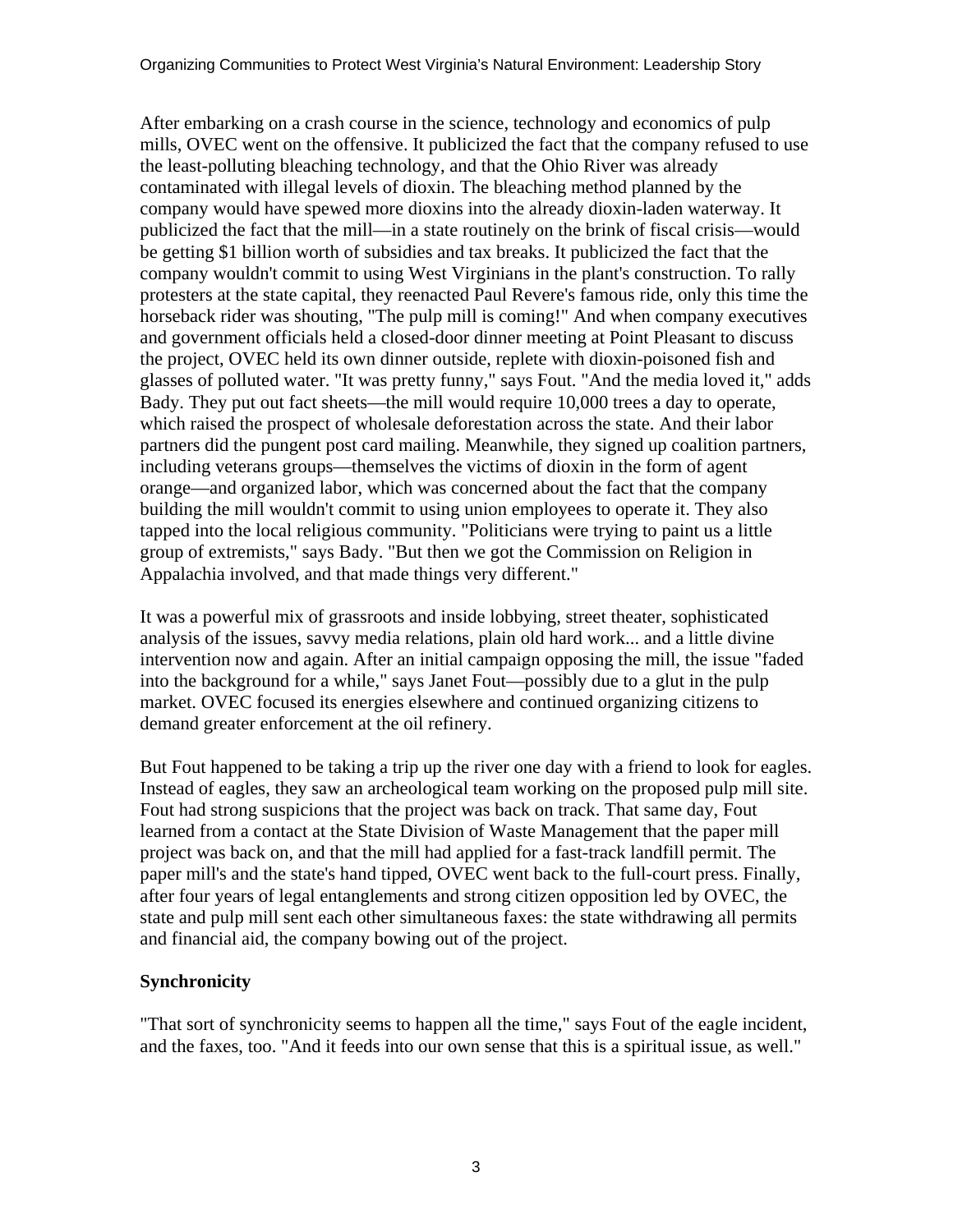After embarking on a crash course in the science, technology and economics of pulp mills, OVEC went on the offensive. It publicized the fact that the company refused to use the least-polluting bleaching technology, and that the Ohio River was already contaminated with illegal levels of dioxin. The bleaching method planned by the company would have spewed more dioxins into the already dioxin-laden waterway. It publicized the fact that the mill—in a state routinely on the brink of fiscal crisis—would be getting $1 billion worth of subsidies and tax breaks. It publicized the fact that the company wouldn't commit to using West Virginians in the plant's construction. To rally protesters at the state capital, they reenacted Paul Revere's famous ride, only this time the horseback rider was shouting, "The pulp mill is coming!" And when company executives and government officials held a closed-door dinner meeting at Point Pleasant to discuss the project, OVEC held its own dinner outside, replete with dioxin-poisoned fish and glasses of polluted water. "It was pretty funny," says Fout. "And the media loved it," adds Bady. They put out fact sheets—the mill would require 10,000 trees a day to operate, which raised the prospect of wholesale deforestation across the state. And their labor partners did the pungent post card mailing. Meanwhile, they signed up coalition partners, including veterans groups—themselves the victims of dioxin in the form of agent orange—and organized labor, which was concerned about the fact that the company building the mill wouldn't commit to using union employees to operate it. They also tapped into the local religious community. "Politicians were trying to paint us a little group of extremists," says Bady. "But then we got the Commission on Religion in Appalachia involved, and that made things very different."

It was a powerful mix of grassroots and inside lobbying, street theater, sophisticated analysis of the issues, savvy media relations, plain old hard work... and a little divine intervention now and again. After an initial campaign opposing the mill, the issue "faded into the background for a while," says Janet Fout—possibly due to a glut in the pulp market. OVEC focused its energies elsewhere and continued organizing citizens to demand greater enforcement at the oil refinery.

But Fout happened to be taking a trip up the river one day with a friend to look for eagles. Instead of eagles, they saw an archeological team working on the proposed pulp mill site. Fout had strong suspicions that the project was back on track. That same day, Fout learned from a contact at the State Division of Waste Management that the paper mill project was back on, and that the mill had applied for a fast-track landfill permit. The paper mill's and the state's hand tipped, OVEC went back to the full-court press. Finally, after four years of legal entanglements and strong citizen opposition led by OVEC, the state and pulp mill sent each other simultaneous faxes: the state withdrawing all permits and financial aid, the company bowing out of the project.

**Synchronicity**

"That sort of synchronicity seems to happen all the time," says Fout of the eagle incident, and the faxes, too. "And it feeds into our own sense that this is a spiritual issue, as well."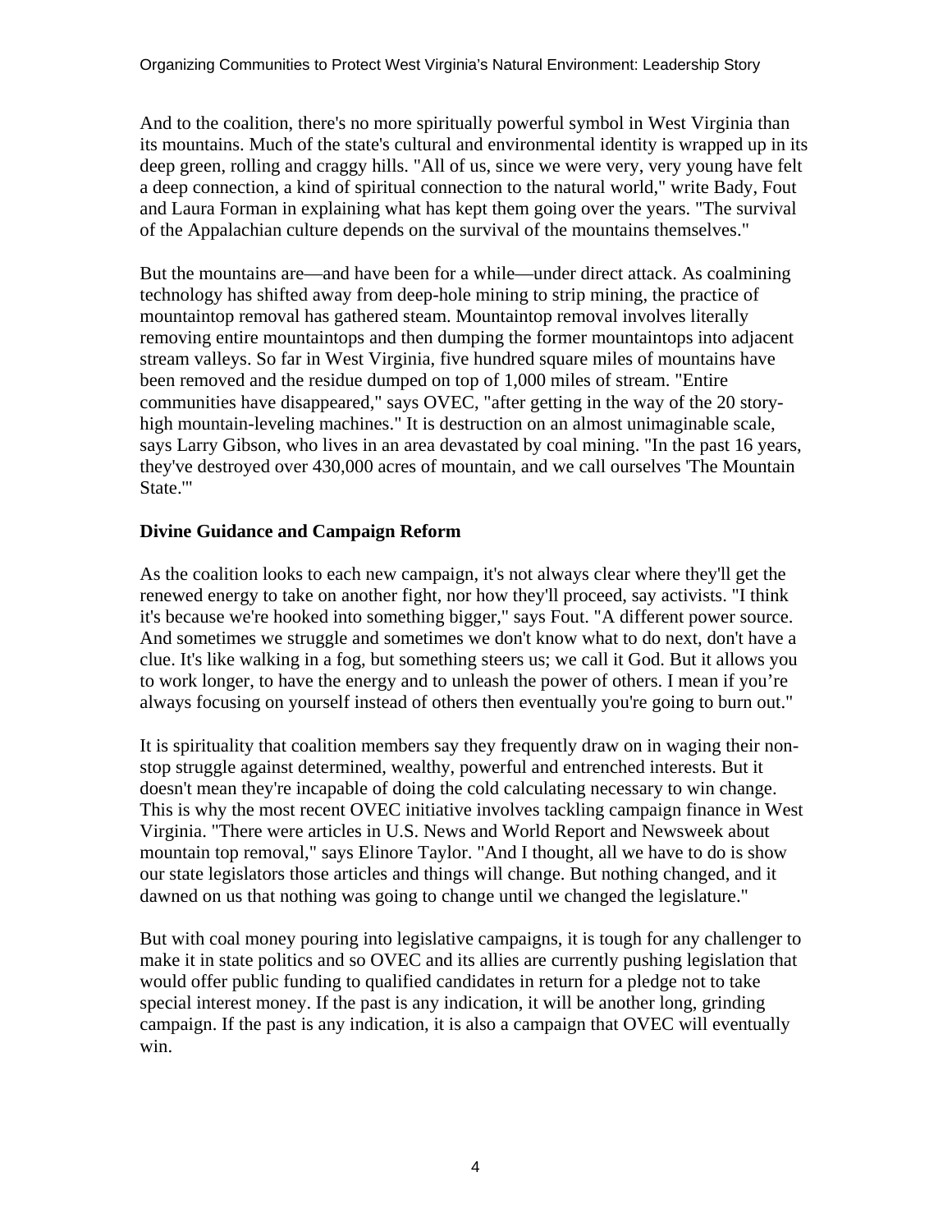And to the coalition, there's no more spiritually powerful symbol in West Virginia than its mountains. Much of the state's cultural and environmental identity is wrapped up in its deep green, rolling and craggy hills. "All of us, since we were very, very young have felt a deep connection, a kind of spiritual connection to the natural world," write Bady, Fout and Laura Forman in explaining what has kept them going over the years. "The survival of the Appalachian culture depends on the survival of the mountains themselves."

But the mountains are—and have been for a while—under direct attack. As coalmining technology has shifted away from deep-hole mining to strip mining, the practice of mountaintop removal has gathered steam. Mountaintop removal involves literally removing entire mountaintops and then dumping the former mountaintops into adjacent stream valleys. So far in West Virginia, five hundred square miles of mountains have been removed and the residue dumped on top of 1,000 miles of stream. "Entire communities have disappeared," says OVEC, "after getting in the way of the 20 story-high mountain-leveling machines." It is destruction on an almost unimaginable scale, says Larry Gibson, who lives in an area devastated by coal mining. "In the past 16 years, they've destroyed over 430,000 acres of mountain, and we call ourselves 'The Mountain State.'"

**Divine Guidance and Campaign Reform**

As the coalition looks to each new campaign, it's not always clear where they'll get the renewed energy to take on another fight, nor how they'll proceed, say activists. "I think it's because we're hooked into something bigger," says Fout. "A different power source. And sometimes we struggle and sometimes we don't know what to do next, don't have a clue. It's like walking in a fog, but something steers us; we call it God. But it allows you to work longer, to have the energy and to unleash the power of others. I mean if you're always focusing on yourself instead of others then eventually you're going to burn out."

It is spirituality that coalition members say they frequently draw on in waging their non-stop struggle against determined, wealthy, powerful and entrenched interests. But it doesn't mean they're incapable of doing the cold calculating necessary to win change. This is why the most recent OVEC initiative involves tackling campaign finance in West Virginia. "There were articles in U.S. News and World Report and Newsweek about mountain top removal," says Elinore Taylor. "And I thought, all we have to do is show our state legislators those articles and things will change. But nothing changed, and it dawned on us that nothing was going to change until we changed the legislature."

But with coal money pouring into legislative campaigns, it is tough for any challenger to make it in state politics and so OVEC and its allies are currently pushing legislation that would offer public funding to qualified candidates in return for a pledge not to take special interest money. If the past is any indication, it will be another long, grinding campaign. If the past is any indication, it is also a campaign that OVEC will eventually win.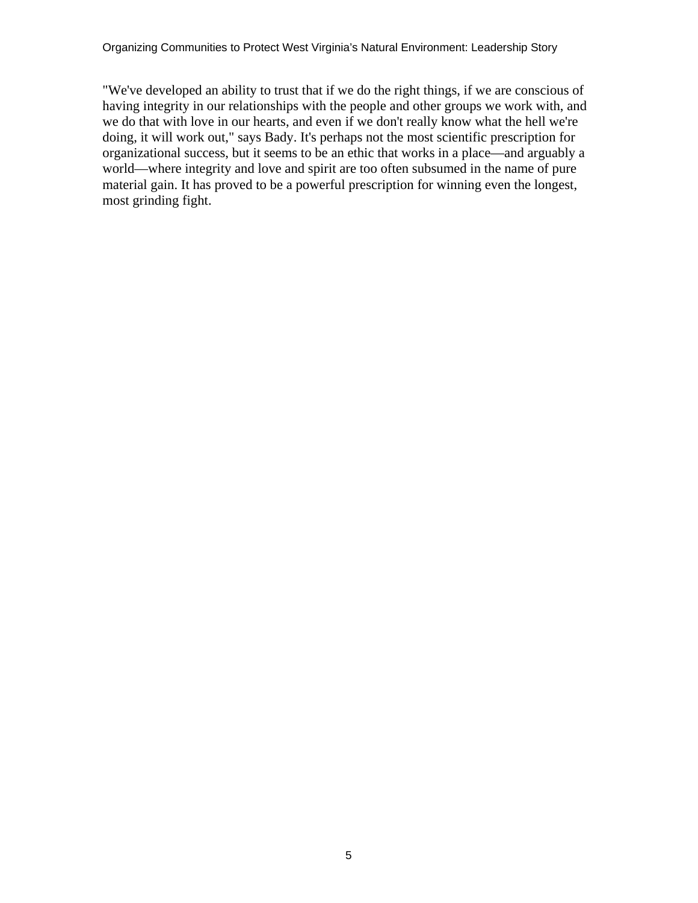"We've developed an ability to trust that if we do the right things, if we are conscious of having integrity in our relationships with the people and other groups we work with, and we do that with love in our hearts, and even if we don't really know what the hell we're doing, it will work out," says Bady. It's perhaps not the most scientific prescription for organizational success, but it seems to be an ethic that works in a place—and arguably a world—where integrity and love and spirit are too often subsumed in the name of pure material gain. It has proved to be a powerful prescription for winning even the longest, most grinding fight.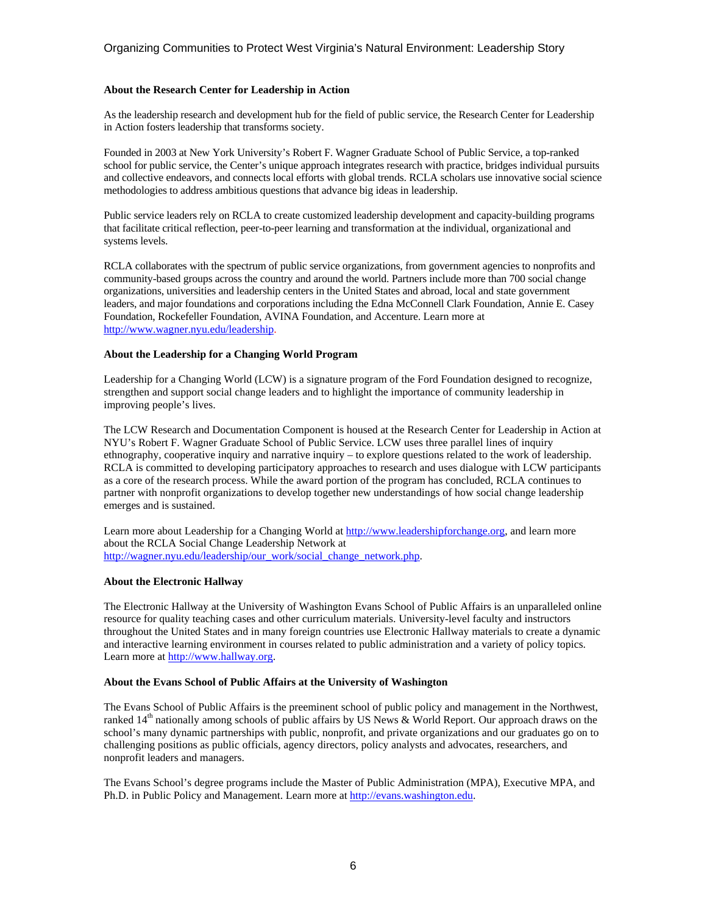### About the Research Center for Leadership in Action

As the leadership research and development hub for the field of public service, the Research Center for Leadership in Action fosters leadership that transforms society.

Founded in 2003 at New York University's Robert F. Wagner Graduate School of Public Service, a top-ranked school for public service, the Center's unique approach integrates research with practice, bridges individual pursuits and collective endeavors, and connects local efforts with global trends. RCLA scholars use innovative social science methodologies to address ambitious questions that advance big ideas in leadership.

Public service leaders rely on RCLA to create customized leadership development and capacity-building programs that facilitate critical reflection, peer-to-peer learning and transformation at the individual, organizational and systems levels.

RCLA collaborates with the spectrum of public service organizations, from government agencies to nonprofits and community-based groups across the country and around the world. Partners include more than 700 social change organizations, universities and leadership centers in the United States and abroad, local and state government leaders, and major foundations and corporations including the Edna McConnell Clark Foundation, Annie E. Casey Foundation, Rockefeller Foundation, AVINA Foundation, and Accenture. Learn more at http://www.wagner.nyu.edu/leadership.

### About the Leadership for a Changing World Program

Leadership for a Changing World (LCW) is a signature program of the Ford Foundation designed to recognize, strengthen and support social change leaders and to highlight the importance of community leadership in improving people's lives.

The LCW Research and Documentation Component is housed at the Research Center for Leadership in Action at NYU's Robert F. Wagner Graduate School of Public Service. LCW uses three parallel lines of inquiry ethnography, cooperative inquiry and narrative inquiry – to explore questions related to the work of leadership. RCLA is committed to developing participatory approaches to research and uses dialogue with LCW participants as a core of the research process. While the award portion of the program has concluded, RCLA continues to partner with nonprofit organizations to develop together new understandings of how social change leadership emerges and is sustained.

Learn more about Leadership for a Changing World at http://www.leadershipforchange.org, and learn more about the RCLA Social Change Leadership Network at http://wagner.nyu.edu/leadership/our_work/social_change_network.php.

### About the Electronic Hallway

The Electronic Hallway at the University of Washington Evans School of Public Affairs is an unparalleled online resource for quality teaching cases and other curriculum materials. University-level faculty and instructors throughout the United States and in many foreign countries use Electronic Hallway materials to create a dynamic and interactive learning environment in courses related to public administration and a variety of policy topics. Learn more at http://www.hallway.org.

### About the Evans School of Public Affairs at the University of Washington

The Evans School of Public Affairs is the preeminent school of public policy and management in the Northwest, ranked 14th nationally among schools of public affairs by US News & World Report. Our approach draws on the school's many dynamic partnerships with public, nonprofit, and private organizations and our graduates go on to challenging positions as public officials, agency directors, policy analysts and advocates, researchers, and nonprofit leaders and managers.

The Evans School's degree programs include the Master of Public Administration (MPA), Executive MPA, and Ph.D. in Public Policy and Management. Learn more at http://evans.washington.edu.